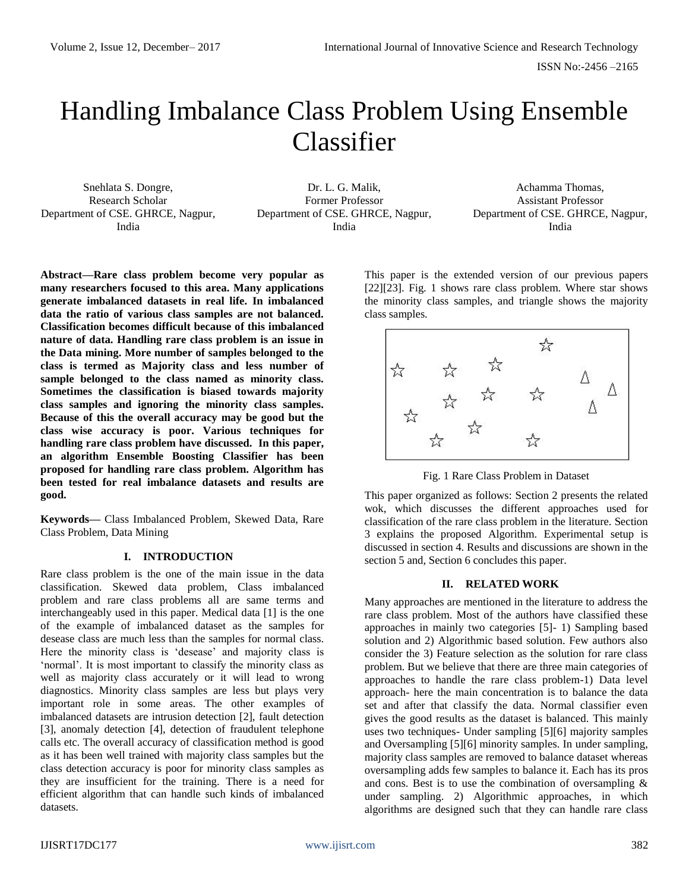# Handling Imbalance Class Problem Using Ensemble Classifier

Snehlata S. Dongre,
Research Scholar
Department of CSE. GHRCE, Nagpur, India

Dr. L. G. Malik,
Former Professor
Department of CSE. GHRCE, Nagpur, India

Achamma Thomas,
Assistant Professor
Department of CSE. GHRCE, Nagpur, India

**Abstract—Rare class problem become very popular as many researchers focused to this area. Many applications generate imbalanced datasets in real life. In imbalanced data the ratio of various class samples are not balanced. Classification becomes difficult because of this imbalanced nature of data. Handling rare class problem is an issue in the Data mining. More number of samples belonged to the class is termed as Majority class and less number of sample belonged to the class named as minority class. Sometimes the classification is biased towards majority class samples and ignoring the minority class samples. Because of this the overall accuracy may be good but the class wise accuracy is poor. Various techniques for handling rare class problem have discussed. In this paper, an algorithm Ensemble Boosting Classifier has been proposed for handling rare class problem. Algorithm has been tested for real imbalance datasets and results are good.**

**Keywords—** Class Imbalanced Problem, Skewed Data, Rare Class Problem, Data Mining

## I. INTRODUCTION

Rare class problem is the one of the main issue in the data classification. Skewed data problem, Class imbalanced problem and rare class problems all are same terms and interchangeably used in this paper. Medical data [1] is the one of the example of imbalanced dataset as the samples for desease class are much less than the samples for normal class. Here the minority class is 'desease' and majority class is 'normal'. It is most important to classify the minority class as well as majority class accurately or it will lead to wrong diagnostics. Minority class samples are less but plays very important role in some areas. The other examples of imbalanced datasets are intrusion detection [2], fault detection [3], anomaly detection [4], detection of fraudulent telephone calls etc. The overall accuracy of classification method is good as it has been well trained with majority class samples but the class detection accuracy is poor for minority class samples as they are insufficient for the training. There is a need for efficient algorithm that can handle such kinds of imbalanced datasets.

This paper is the extended version of our previous papers [22][23]. Fig. 1 shows rare class problem. Where star shows the minority class samples, and triangle shows the majority class samples.

Fig. 1 Rare Class Problem in Dataset

This paper organized as follows: Section 2 presents the related wok, which discusses the different approaches used for classification of the rare class problem in the literature. Section 3 explains the proposed Algorithm. Experimental setup is discussed in section 4. Results and discussions are shown in the section 5 and, Section 6 concludes this paper.

## II. RELATED WORK

Many approaches are mentioned in the literature to address the rare class problem. Most of the authors have classified these approaches in mainly two categories [5]- 1) Sampling based solution and 2) Algorithmic based solution. Few authors also consider the 3) Feature selection as the solution for rare class problem. But we believe that there are three main categories of approaches to handle the rare class problem-1) Data level approach- here the main concentration is to balance the data set and after that classify the data. Normal classifier even gives the good results as the dataset is balanced. This mainly uses two techniques- Under sampling [5][6] majority samples and Oversampling [5][6] minority samples. In under sampling, majority class samples are removed to balance dataset whereas oversampling adds few samples to balance it. Each has its pros and cons. Best is to use the combination of oversampling & under sampling. 2) Algorithmic approaches, in which algorithms are designed such that they can handle rare class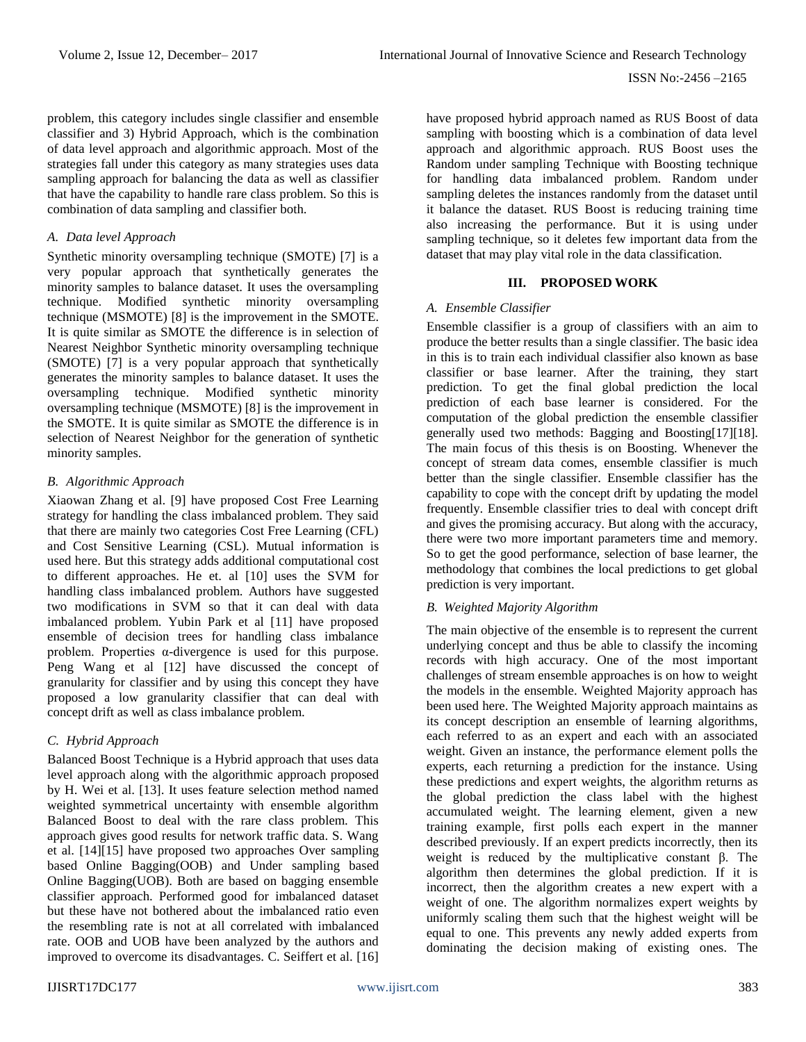problem, this category includes single classifier and ensemble classifier and 3) Hybrid Approach, which is the combination of data level approach and algorithmic approach. Most of the strategies fall under this category as many strategies uses data sampling approach for balancing the data as well as classifier that have the capability to handle rare class problem. So this is combination of data sampling and classifier both.

### *A. Data level Approach*

Synthetic minority oversampling technique (SMOTE) [7] is a very popular approach that synthetically generates the minority samples to balance dataset. It uses the oversampling technique. Modified synthetic minority oversampling technique (MSMOTE) [8] is the improvement in the SMOTE. It is quite similar as SMOTE the difference is in selection of Nearest Neighbor Synthetic minority oversampling technique (SMOTE) [7] is a very popular approach that synthetically generates the minority samples to balance dataset. It uses the oversampling technique. Modified synthetic minority oversampling technique (MSMOTE) [8] is the improvement in the SMOTE. It is quite similar as SMOTE the difference is in selection of Nearest Neighbor for the generation of synthetic minority samples.

### *B. Algorithmic Approach*

Xiaowan Zhang et al. [9] have proposed Cost Free Learning strategy for handling the class imbalanced problem. They said that there are mainly two categories Cost Free Learning (CFL) and Cost Sensitive Learning (CSL). Mutual information is used here. But this strategy adds additional computational cost to different approaches. He et. al [10] uses the SVM for handling class imbalanced problem. Authors have suggested two modifications in SVM so that it can deal with data imbalanced problem. Yubin Park et al [11] have proposed ensemble of decision trees for handling class imbalance problem. Properties α-divergence is used for this purpose. Peng Wang et al [12] have discussed the concept of granularity for classifier and by using this concept they have proposed a low granularity classifier that can deal with concept drift as well as class imbalance problem.

### *C. Hybrid Approach*

Balanced Boost Technique is a Hybrid approach that uses data level approach along with the algorithmic approach proposed by H. Wei et al. [13]. It uses feature selection method named weighted symmetrical uncertainty with ensemble algorithm Balanced Boost to deal with the rare class problem. This approach gives good results for network traffic data. S. Wang et al. [14][15] have proposed two approaches Over sampling based Online Bagging(OOB) and Under sampling based Online Bagging(UOB). Both are based on bagging ensemble classifier approach. Performed good for imbalanced dataset but these have not bothered about the imbalanced ratio even the resembling rate is not at all correlated with imbalanced rate. OOB and UOB have been analyzed by the authors and improved to overcome its disadvantages. C. Seiffert et al. [16] have proposed hybrid approach named as RUS Boost of data sampling with boosting which is a combination of data level approach and algorithmic approach. RUS Boost uses the Random under sampling Technique with Boosting technique for handling data imbalanced problem. Random under sampling deletes the instances randomly from the dataset until it balance the dataset. RUS Boost is reducing training time also increasing the performance. But it is using under sampling technique, so it deletes few important data from the dataset that may play vital role in the data classification.

## III. PROPOSED WORK

### *A. Ensemble Classifier*

Ensemble classifier is a group of classifiers with an aim to produce the better results than a single classifier. The basic idea in this is to train each individual classifier also known as base classifier or base learner. After the training, they start prediction. To get the final global prediction the local prediction of each base learner is considered. For the computation of the global prediction the ensemble classifier generally used two methods: Bagging and Boosting[17][18]. The main focus of this thesis is on Boosting. Whenever the concept of stream data comes, ensemble classifier is much better than the single classifier. Ensemble classifier has the capability to cope with the concept drift by updating the model frequently. Ensemble classifier tries to deal with concept drift and gives the promising accuracy. But along with the accuracy, there were two more important parameters time and memory. So to get the good performance, selection of base learner, the methodology that combines the local predictions to get global prediction is very important.

### *B. Weighted Majority Algorithm*

The main objective of the ensemble is to represent the current underlying concept and thus be able to classify the incoming records with high accuracy. One of the most important challenges of stream ensemble approaches is on how to weight the models in the ensemble. Weighted Majority approach has been used here. The Weighted Majority approach maintains as its concept description an ensemble of learning algorithms, each referred to as an expert and each with an associated weight. Given an instance, the performance element polls the experts, each returning a prediction for the instance. Using these predictions and expert weights, the algorithm returns as the global prediction the class label with the highest accumulated weight. The learning element, given a new training example, first polls each expert in the manner described previously. If an expert predicts incorrectly, then its weight is reduced by the multiplicative constant β. The algorithm then determines the global prediction. If it is incorrect, then the algorithm creates a new expert with a weight of one. The algorithm normalizes expert weights by uniformly scaling them such that the highest weight will be equal to one. This prevents any newly added experts from dominating the decision making of existing ones. The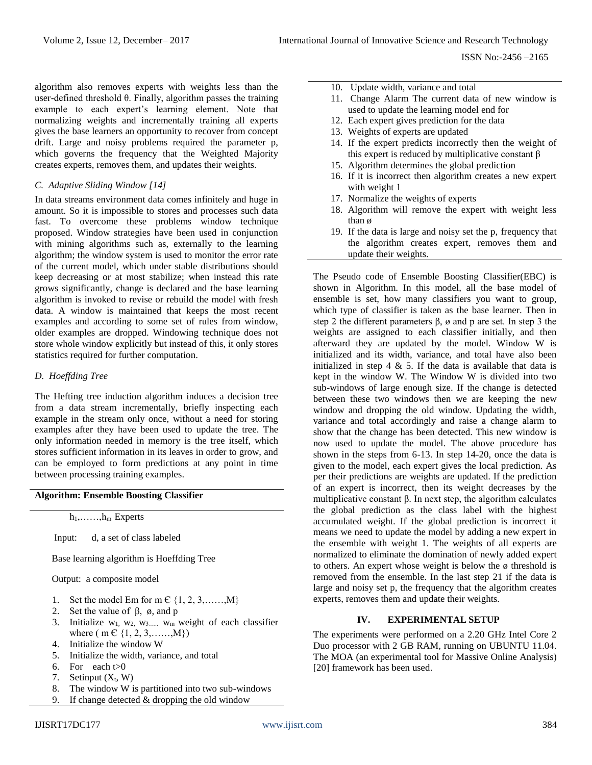algorithm also removes experts with weights less than the user-defined threshold θ. Finally, algorithm passes the training example to each expert's learning element. Note that normalizing weights and incrementally training all experts gives the base learners an opportunity to recover from concept drift. Large and noisy problems required the parameter p, which governs the frequency that the Weighted Majority creates experts, removes them, and updates their weights.

### *C. Adaptive Sliding Window [14]*

In data streams environment data comes infinitely and huge in amount. So it is impossible to stores and processes such data fast. To overcome these problems window technique proposed. Window strategies have been used in conjunction with mining algorithms such as, externally to the learning algorithm; the window system is used to monitor the error rate of the current model, which under stable distributions should keep decreasing or at most stabilize; when instead this rate grows significantly, change is declared and the base learning algorithm is invoked to revise or rebuild the model with fresh data. A window is maintained that keeps the most recent examples and according to some set of rules from window, older examples are dropped. Windowing technique does not store whole window explicitly but instead of this, it only stores statistics required for further computation.

### *D. Hoeffding Tree*

The Hefting tree induction algorithm induces a decision tree from a data stream incrementally, briefly inspecting each example in the stream only once, without a need for storing examples after they have been used to update the tree. The only information needed in memory is the tree itself, which stores sufficient information in its leaves in order to grow, and can be employed to form predictions at any point in time between processing training examples.

**Algorithm: Ensemble Boosting Classifier**

$h_1, \ldots\ldots, h_m$ Experts

Input: d, a set of class labeled

Base learning algorithm is Hoeffding Tree

Output: a composite model

1. Set the model Em for m Є {1, 2, 3,……,M}
2. Set the value of β, ø, and p
3. Initialize $w_1$, $w_2$, $w_3$….. $w_m$ weight of each classifier where ( m Є {1, 2, 3,……,M})
4. Initialize the window W
5. Initialize the width, variance, and total
6. For each t>0
7. Setinput ($X_t$, W)
8. The window W is partitioned into two sub-windows
9. If change detected & dropping the old window
10. Update width, variance and total
11. Change Alarm The current data of new window is used to update the learning model end for
12. Each expert gives prediction for the data
13. Weights of experts are updated
14. If the expert predicts incorrectly then the weight of this expert is reduced by multiplicative constant β
15. Algorithm determines the global prediction
16. If it is incorrect then algorithm creates a new expert with weight 1
17. Normalize the weights of experts
18. Algorithm will remove the expert with weight less than ø
19. If the data is large and noisy set the p, frequency that the algorithm creates expert, removes them and update their weights.

The Pseudo code of Ensemble Boosting Classifier(EBC) is shown in Algorithm. In this model, all the base model of ensemble is set, how many classifiers you want to group, which type of classifier is taken as the base learner. Then in step 2 the different parameters β, ø and p are set. In step 3 the weights are assigned to each classifier initially, and then afterward they are updated by the model. Window W is initialized and its width, variance, and total have also been initialized in step 4 & 5. If the data is available that data is kept in the window W. The Window W is divided into two sub-windows of large enough size. If the change is detected between these two windows then we are keeping the new window and dropping the old window. Updating the width, variance and total accordingly and raise a change alarm to show that the change has been detected. This new window is now used to update the model. The above procedure has shown in the steps from 6-13. In step 14-20, once the data is given to the model, each expert gives the local prediction. As per their predictions are weights are updated. If the prediction of an expert is incorrect, then its weight decreases by the multiplicative constant β. In next step, the algorithm calculates the global prediction as the class label with the highest accumulated weight. If the global prediction is incorrect it means we need to update the model by adding a new expert in the ensemble with weight 1. The weights of all experts are normalized to eliminate the domination of newly added expert to others. An expert whose weight is below the ø threshold is removed from the ensemble. In the last step 21 if the data is large and noisy set p, the frequency that the algorithm creates experts, removes them and update their weights.

## IV. EXPERIMENTAL SETUP

The experiments were performed on a 2.20 GHz Intel Core 2 Duo processor with 2 GB RAM, running on UBUNTU 11.04. The MOA (an experimental tool for Massive Online Analysis) [20] framework has been used.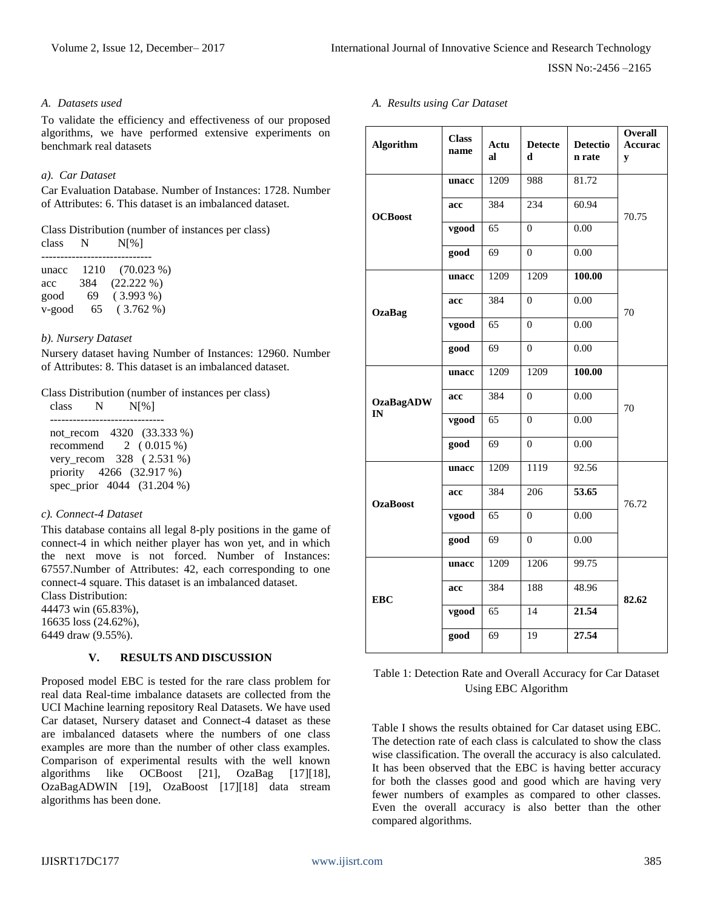### A. Datasets used

To validate the efficiency and effectiveness of our proposed algorithms, we have performed extensive experiments on benchmark real datasets

#### a). Car Dataset

Car Evaluation Database. Number of Instances: 1728. Number of Attributes: 6. This dataset is an imbalanced dataset.

Class Distribution (number of instances per class)

```
class     N        N[%]
-----------------------------
unacc     1210     (70.023 %)
acc       384      (22.222 %)
good      69       ( 3.993 %)
v-good    65       ( 3.762 %)
```

#### b). Nursery Dataset

Nursery dataset having Number of Instances: 12960. Number of Attributes: 8. This dataset is an imbalanced dataset.

Class Distribution (number of instances per class)

```
class        N       N[%]
------------------------------
not_recom    4320    (33.333 %)
recommend    2       ( 0.015 %)
very_recom   328     ( 2.531 %)
priority     4266    (32.917 %)
spec_prior   4044    (31.204 %)
```

#### c). Connect-4 Dataset

This database contains all legal 8-ply positions in the game of connect-4 in which neither player has won yet, and in which the next move is not forced. Number of Instances: 67557.Number of Attributes: 42, each corresponding to one connect-4 square. This dataset is an imbalanced dataset.
Class Distribution:
44473 win (65.83%),
16635 loss (24.62%),
6449 draw (9.55%).

## V. RESULTS AND DISCUSSION

Proposed model EBC is tested for the rare class problem for real data Real-time imbalance datasets are collected from the UCI Machine learning repository Real Datasets. We have used Car dataset, Nursery dataset and Connect-4 dataset as these are imbalanced datasets where the numbers of one class examples are more than the number of other class examples. Comparison of experimental results with the well known algorithms like OCBoost [21], OzaBag [17][18], OzaBagADWIN [19], OzaBoost [17][18] data stream algorithms has been done.

### A. Results using Car Dataset

| Algorithm | Class name | Actual | Detected | Detection rate | Overall Accuracy |
|---|---|---|---|---|---|
| **OCBoost** | **unacc** | 1209 | 988 | 81.72 | 70.75 |
| | **acc** | 384 | 234 | 60.94 | |
| | **vgood** | 65 | 0 | 0.00 | |
| | **good** | 69 | 0 | 0.00 | |
| **OzaBag** | **unacc** | 1209 | 1209 | **100.00** | 70 |
| | **acc** | 384 | 0 | 0.00 | |
| | **vgood** | 65 | 0 | 0.00 | |
| | **good** | 69 | 0 | 0.00 | |
| **OzaBagADWIN** | **unacc** | 1209 | 1209 | **100.00** | 70 |
| | **acc** | 384 | 0 | 0.00 | |
| | **vgood** | 65 | 0 | 0.00 | |
| | **good** | 69 | 0 | 0.00 | |
| **OzaBoost** | **unacc** | 1209 | 1119 | 92.56 | 76.72 |
| | **acc** | 384 | 206 | **53.65** | |
| | **vgood** | 65 | 0 | 0.00 | |
| | **good** | 69 | 0 | 0.00 | |
| **EBC** | **unacc** | 1209 | 1206 | 99.75 | **82.62** |
| | **acc** | 384 | 188 | 48.96 | |
| | **vgood** | 65 | 14 | **21.54** | |
| | **good** | 69 | 19 | **27.54** | |

Table 1: Detection Rate and Overall Accuracy for Car Dataset Using EBC Algorithm

Table I shows the results obtained for Car dataset using EBC. The detection rate of each class is calculated to show the class wise classification. The overall the accuracy is also calculated. It has been observed that the EBC is having better accuracy for both the classes good and good which are having very fewer numbers of examples as compared to other classes. Even the overall accuracy is also better than the other compared algorithms.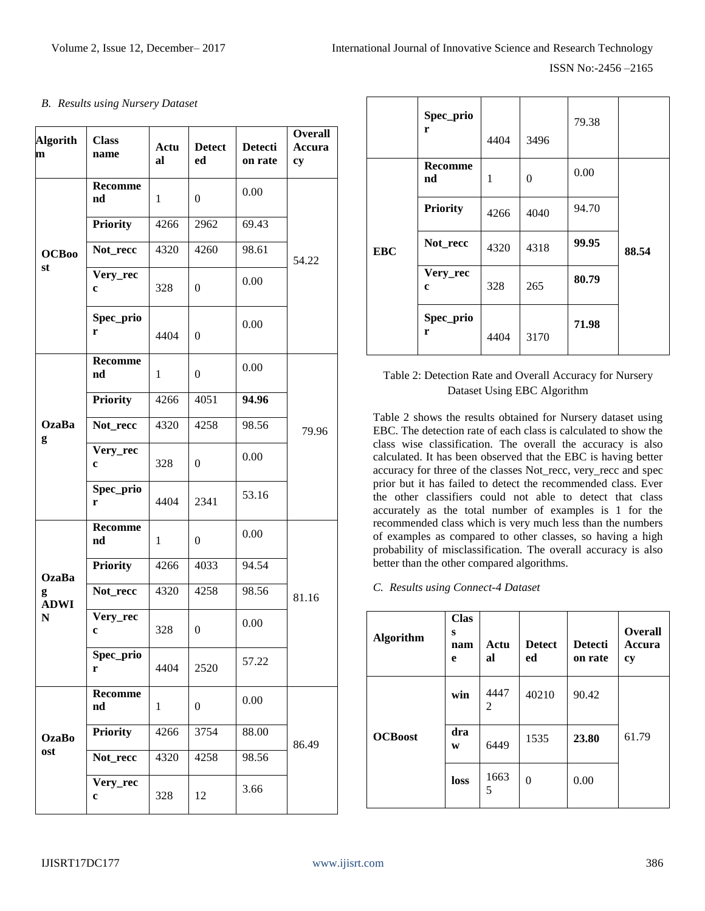*B. Results using Nursery Dataset*

| Algorithm | Class name | Actual | Detected | Detection rate | Overall Accuracy |
|---|---|---|---|---|---|
| **OCBoost** | **Recommend** | 1 | 0 | 0.00 | 54.22 |
| | **Priority** | 4266 | 2962 | 69.43 | |
| | **Not_recc** | 4320 | 4260 | 98.61 | |
| | **Very_recc** | 328 | 0 | 0.00 | |
| | **Spec_prior** | 4404 | 0 | 0.00 | |
| **OzaBag** | **Recommend** | 1 | 0 | 0.00 | 79.96 |
| | **Priority** | 4266 | 4051 | **94.96** | |
| | **Not_recc** | 4320 | 4258 | 98.56 | |
| | **Very_recc** | 328 | 0 | 0.00 | |
| | **Spec_prior** | 4404 | 2341 | 53.16 | |
| **OzaBag ADWIN** | **Recommend** | 1 | 0 | 0.00 | 81.16 |
| | **Priority** | 4266 | 4033 | 94.54 | |
| | **Not_recc** | 4320 | 4258 | 98.56 | |
| | **Very_recc** | 328 | 0 | 0.00 | |
| | **Spec_prior** | 4404 | 2520 | 57.22 | |
| **OzaBoost** | **Recommend** | 1 | 0 | 0.00 | 86.49 |
| | **Priority** | 4266 | 3754 | 88.00 | |
| | **Not_recc** | 4320 | 4258 | 98.56 | |
| | **Very_recc** | 328 | 12 | 3.66 | |
| | **Spec_prior** | 4404 | 3496 | 79.38 | |
| **EBC** | **Recommend** | 1 | 0 | 0.00 | **88.54** |
| | **Priority** | 4266 | 4040 | 94.70 | |
| | **Not_recc** | 4320 | 4318 | **99.95** | |
| | **Very_recc** | 328 | 265 | **80.79** | |
| | **Spec_prior** | 4404 | 3170 | **71.98** | |

Table 2: Detection Rate and Overall Accuracy for Nursery Dataset Using EBC Algorithm

Table 2 shows the results obtained for Nursery dataset using EBC. The detection rate of each class is calculated to show the class wise classification. The overall the accuracy is also calculated. It has been observed that the EBC is having better accuracy for three of the classes Not_recc, very_recc and spec prior but it has failed to detect the recommended class. Ever the other classifiers could not able to detect that class accurately as the total number of examples is 1 for the recommended class which is very much less than the numbers of examples as compared to other classes, so having a high probability of misclassification. The overall accuracy is also better than the other compared algorithms.

*C. Results using Connect-4 Dataset*

| Algorithm | Class name | Actual | Detected | Detection rate | Overall Accuracy |
|---|---|---|---|---|---|
| **OCBoost** | **win** | 44472 | 40210 | 90.42 | 61.79 |
| | **draw** | 6449 | 1535 | **23.80** | |
| | **loss** | 16635 | 0 | 0.00 | |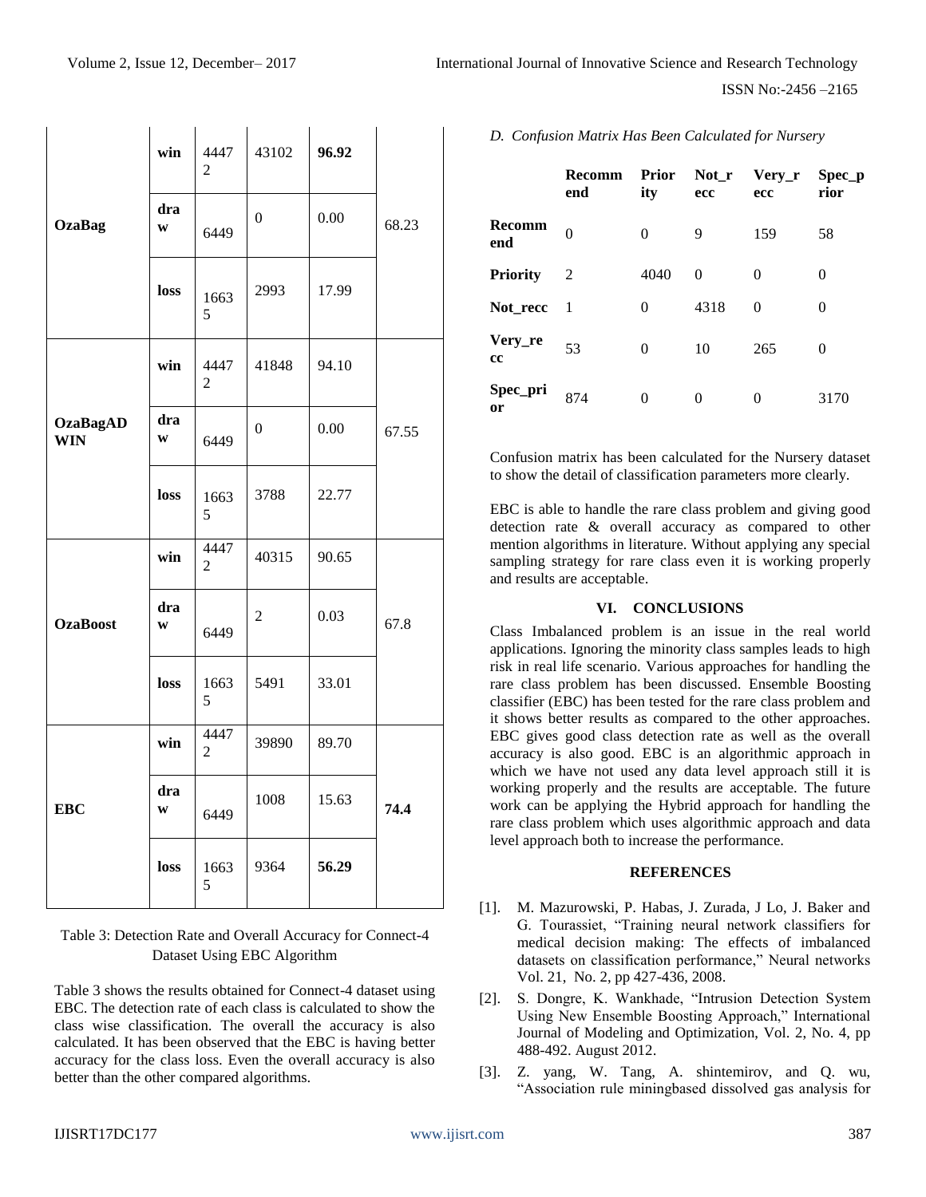| | | | | | |
|---|---|---|---|---|---|
| **OzaBag** | **win** | 44472 | 43102 | **96.92** | 68.23 |
| | **draw** | 6449 | 0 | 0.00 | |
| | **loss** | 16635 | 2993 | 17.99 | |
| **OzaBagADWIN** | **win** | 44472 | 41848 | 94.10 | 67.55 |
| | **draw** | 6449 | 0 | 0.00 | |
| | **loss** | 16635 | 3788 | 22.77 | |
| **OzaBoost** | **win** | 44472 | 40315 | 90.65 | 67.8 |
| | **draw** | 6449 | 2 | 0.03 | |
| | **loss** | 16635 | 5491 | 33.01 | |
| **EBC** | **win** | 44472 | 39890 | 89.70 | **74.4** |
| | **draw** | 6449 | 1008 | 15.63 | |
| | **loss** | 16635 | 9364 | **56.29** | |

Table 3: Detection Rate and Overall Accuracy for Connect-4 Dataset Using EBC Algorithm

Table 3 shows the results obtained for Connect-4 dataset using EBC. The detection rate of each class is calculated to show the class wise classification. The overall the accuracy is also calculated. It has been observed that the EBC is having better accuracy for the class loss. Even the overall accuracy is also better than the other compared algorithms.

### *D. Confusion Matrix Has Been Calculated for Nursery*

| | **Recommend** | **Priority** | **Not_recc** | **Very_recc** | **Spec_prior** |
|---|---|---|---|---|---|
| **Recommend** | 0 | 0 | 9 | 159 | 58 |
| **Priority** | 2 | 4040 | 0 | 0 | 0 |
| **Not_recc** | 1 | 0 | 4318 | 0 | 0 |
| **Very_recc** | 53 | 0 | 10 | 265 | 0 |
| **Spec_prior** | 874 | 0 | 0 | 0 | 3170 |

Confusion matrix has been calculated for the Nursery dataset to show the detail of classification parameters more clearly.

EBC is able to handle the rare class problem and giving good detection rate & overall accuracy as compared to other mention algorithms in literature. Without applying any special sampling strategy for rare class even it is working properly and results are acceptable.

## VI. CONCLUSIONS

Class Imbalanced problem is an issue in the real world applications. Ignoring the minority class samples leads to high risk in real life scenario. Various approaches for handling the rare class problem has been discussed. Ensemble Boosting classifier (EBC) has been tested for the rare class problem and it shows better results as compared to the other approaches. EBC gives good class detection rate as well as the overall accuracy is also good. EBC is an algorithmic approach in which we have not used any data level approach still it is working properly and the results are acceptable. The future work can be applying the Hybrid approach for handling the rare class problem which uses algorithmic approach and data level approach both to increase the performance.

## REFERENCES

[1]. M. Mazurowski, P. Habas, J. Zurada, J Lo, J. Baker and G. Tourassiet, "Training neural network classifiers for medical decision making: The effects of imbalanced datasets on classification performance," Neural networks Vol. 21, No. 2, pp 427-436, 2008.

[2]. S. Dongre, K. Wankhade, "Intrusion Detection System Using New Ensemble Boosting Approach," International Journal of Modeling and Optimization, Vol. 2, No. 4, pp 488-492. August 2012.

[3]. Z. yang, W. Tang, A. shintemirov, and Q. wu, "Association rule miningbased dissolved gas analysis for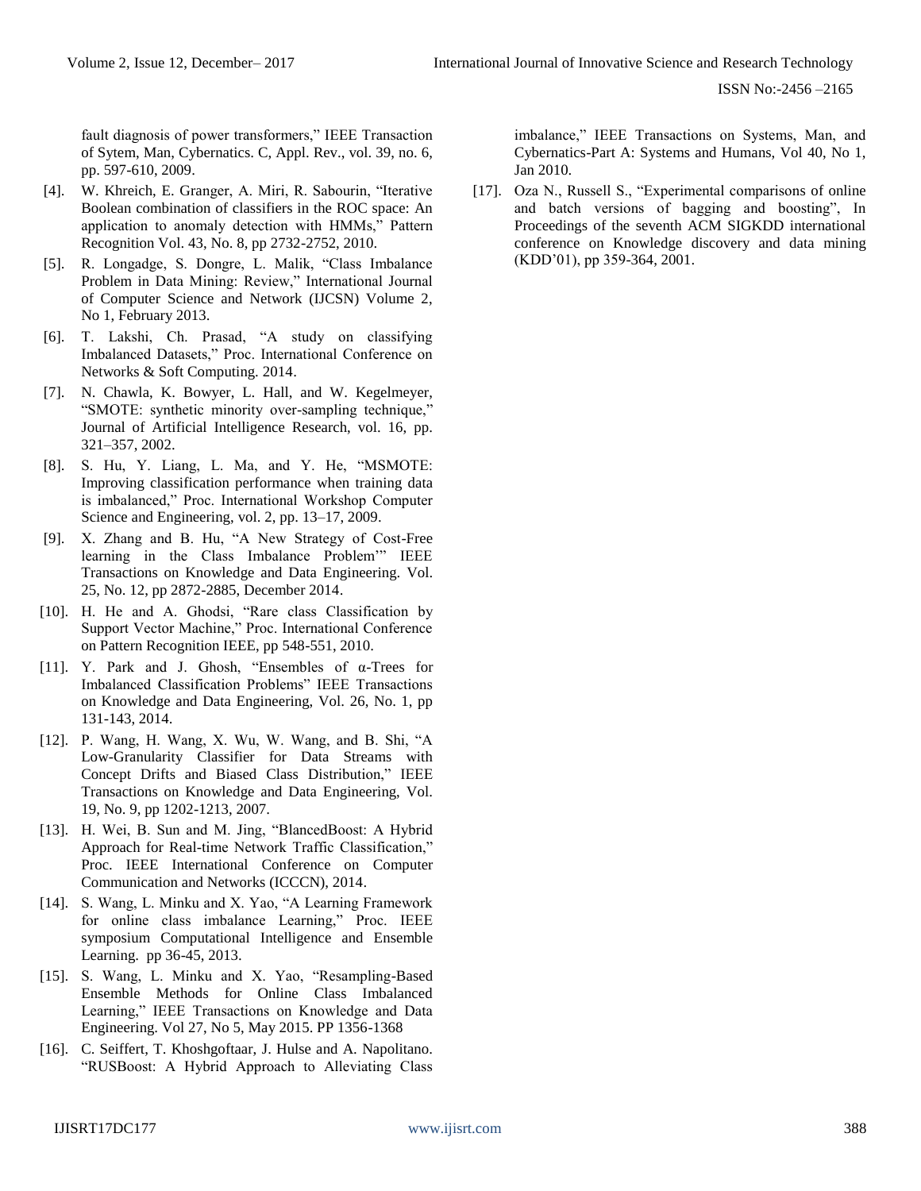fault diagnosis of power transformers," IEEE Transaction of Sytem, Man, Cybernatics. C, Appl. Rev., vol. 39, no. 6, pp. 597-610, 2009.

[4]. W. Khreich, E. Granger, A. Miri, R. Sabourin, "Iterative Boolean combination of classifiers in the ROC space: An application to anomaly detection with HMMs," Pattern Recognition Vol. 43, No. 8, pp 2732-2752, 2010.

[5]. R. Longadge, S. Dongre, L. Malik, "Class Imbalance Problem in Data Mining: Review," International Journal of Computer Science and Network (IJCSN) Volume 2, No 1, February 2013.

[6]. T. Lakshi, Ch. Prasad, "A study on classifying Imbalanced Datasets," Proc. International Conference on Networks & Soft Computing. 2014.

[7]. N. Chawla, K. Bowyer, L. Hall, and W. Kegelmeyer, "SMOTE: synthetic minority over-sampling technique," Journal of Artificial Intelligence Research, vol. 16, pp. 321–357, 2002.

[8]. S. Hu, Y. Liang, L. Ma, and Y. He, "MSMOTE: Improving classification performance when training data is imbalanced," Proc. International Workshop Computer Science and Engineering, vol. 2, pp. 13–17, 2009.

[9]. X. Zhang and B. Hu, "A New Strategy of Cost-Free learning in the Class Imbalance Problem'" IEEE Transactions on Knowledge and Data Engineering. Vol. 25, No. 12, pp 2872-2885, December 2014.

[10]. H. He and A. Ghodsi, "Rare class Classification by Support Vector Machine," Proc. International Conference on Pattern Recognition IEEE, pp 548-551, 2010.

[11]. Y. Park and J. Ghosh, "Ensembles of α-Trees for Imbalanced Classification Problems" IEEE Transactions on Knowledge and Data Engineering, Vol. 26, No. 1, pp 131-143, 2014.

[12]. P. Wang, H. Wang, X. Wu, W. Wang, and B. Shi, "A Low-Granularity Classifier for Data Streams with Concept Drifts and Biased Class Distribution," IEEE Transactions on Knowledge and Data Engineering, Vol. 19, No. 9, pp 1202-1213, 2007.

[13]. H. Wei, B. Sun and M. Jing, "BlancedBoost: A Hybrid Approach for Real-time Network Traffic Classification," Proc. IEEE International Conference on Computer Communication and Networks (ICCCN), 2014.

[14]. S. Wang, L. Minku and X. Yao, "A Learning Framework for online class imbalance Learning," Proc. IEEE symposium Computational Intelligence and Ensemble Learning. pp 36-45, 2013.

[15]. S. Wang, L. Minku and X. Yao, "Resampling-Based Ensemble Methods for Online Class Imbalanced Learning," IEEE Transactions on Knowledge and Data Engineering. Vol 27, No 5, May 2015. PP 1356-1368

[16]. C. Seiffert, T. Khoshgoftaar, J. Hulse and A. Napolitano. "RUSBoost: A Hybrid Approach to Alleviating Class imbalance," IEEE Transactions on Systems, Man, and Cybernatics-Part A: Systems and Humans, Vol 40, No 1, Jan 2010.

[17]. Oza N., Russell S., "Experimental comparisons of online and batch versions of bagging and boosting", In Proceedings of the seventh ACM SIGKDD international conference on Knowledge discovery and data mining (KDD'01), pp 359-364, 2001.